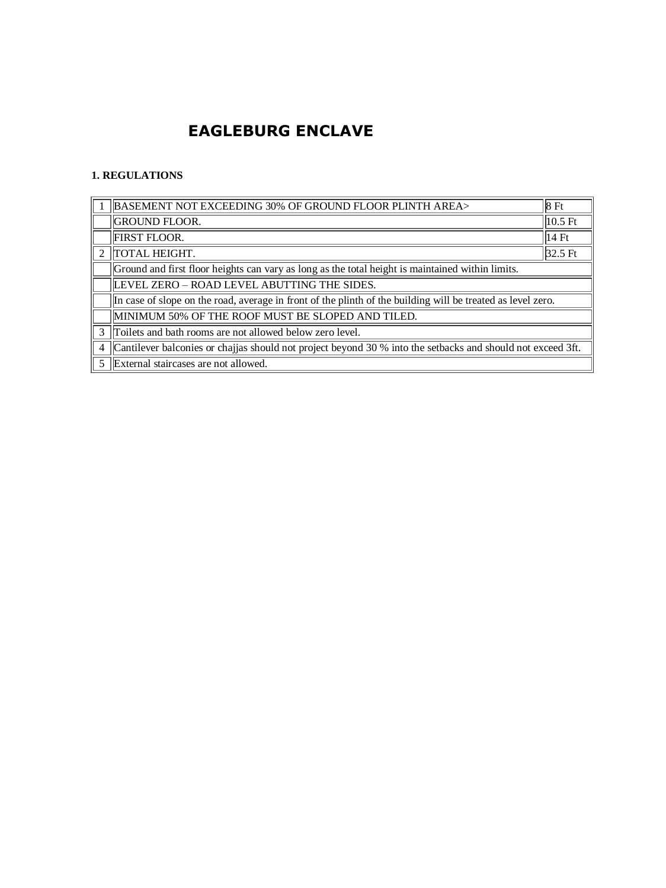# EAGLEBURG ENCLAVE

**1. REGULATIONS**

| | | |
|---|---|---|
| 1 | BASEMENT NOT EXCEEDING 30% OF GROUND FLOOR PLINTH AREA> | 8 Ft |
| | GROUND FLOOR. | 10.5 Ft |
| | FIRST FLOOR. | 14 Ft |
| 2 | TOTAL HEIGHT. | 32.5 Ft |
| | Ground and first floor heights can vary as long as the total height is maintained within limits. | |
| | LEVEL ZERO – ROAD LEVEL ABUTTING THE SIDES. | |
| | In case of slope on the road, average in front of the plinth of the building will be treated as level zero. | |
| | MINIMUM 50% OF THE ROOF MUST BE SLOPED AND TILED. | |
| 3 | Toilets and bath rooms are not allowed below zero level. | |
| 4 | Cantilever balconies or chajjas should not project beyond 30 % into the setbacks and should not exceed 3ft. | |
| 5 | External staircases are not allowed. | |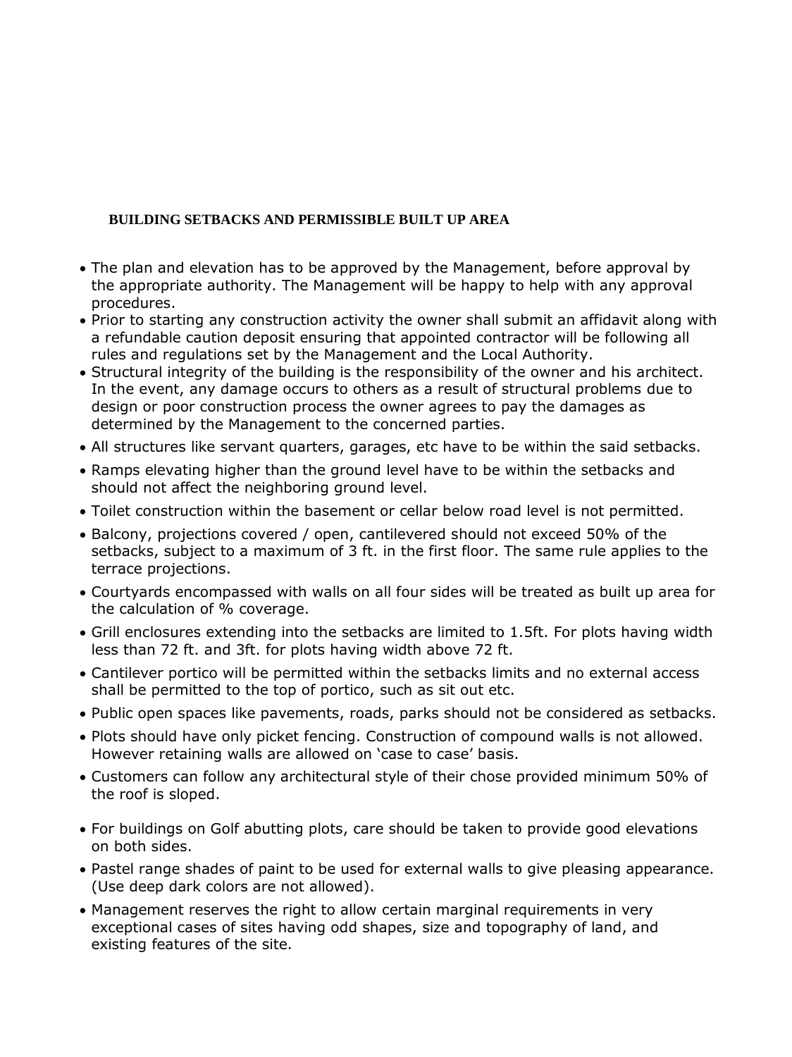## BUILDING SETBACKS AND PERMISSIBLE BUILT UP AREA

- The plan and elevation has to be approved by the Management, before approval by the appropriate authority. The Management will be happy to help with any approval procedures.
- Prior to starting any construction activity the owner shall submit an affidavit along with a refundable caution deposit ensuring that appointed contractor will be following all rules and regulations set by the Management and the Local Authority.
- Structural integrity of the building is the responsibility of the owner and his architect. In the event, any damage occurs to others as a result of structural problems due to design or poor construction process the owner agrees to pay the damages as determined by the Management to the concerned parties.
- All structures like servant quarters, garages, etc have to be within the said setbacks.
- Ramps elevating higher than the ground level have to be within the setbacks and should not affect the neighboring ground level.
- Toilet construction within the basement or cellar below road level is not permitted.
- Balcony, projections covered / open, cantilevered should not exceed 50% of the setbacks, subject to a maximum of 3 ft. in the first floor. The same rule applies to the terrace projections.
- Courtyards encompassed with walls on all four sides will be treated as built up area for the calculation of % coverage.
- Grill enclosures extending into the setbacks are limited to 1.5ft. For plots having width less than 72 ft. and 3ft. for plots having width above 72 ft.
- Cantilever portico will be permitted within the setbacks limits and no external access shall be permitted to the top of portico, such as sit out etc.
- Public open spaces like pavements, roads, parks should not be considered as setbacks.
- Plots should have only picket fencing. Construction of compound walls is not allowed. However retaining walls are allowed on 'case to case' basis.
- Customers can follow any architectural style of their chose provided minimum 50% of the roof is sloped.
- For buildings on Golf abutting plots, care should be taken to provide good elevations on both sides.
- Pastel range shades of paint to be used for external walls to give pleasing appearance. (Use deep dark colors are not allowed).
- Management reserves the right to allow certain marginal requirements in very exceptional cases of sites having odd shapes, size and topography of land, and existing features of the site.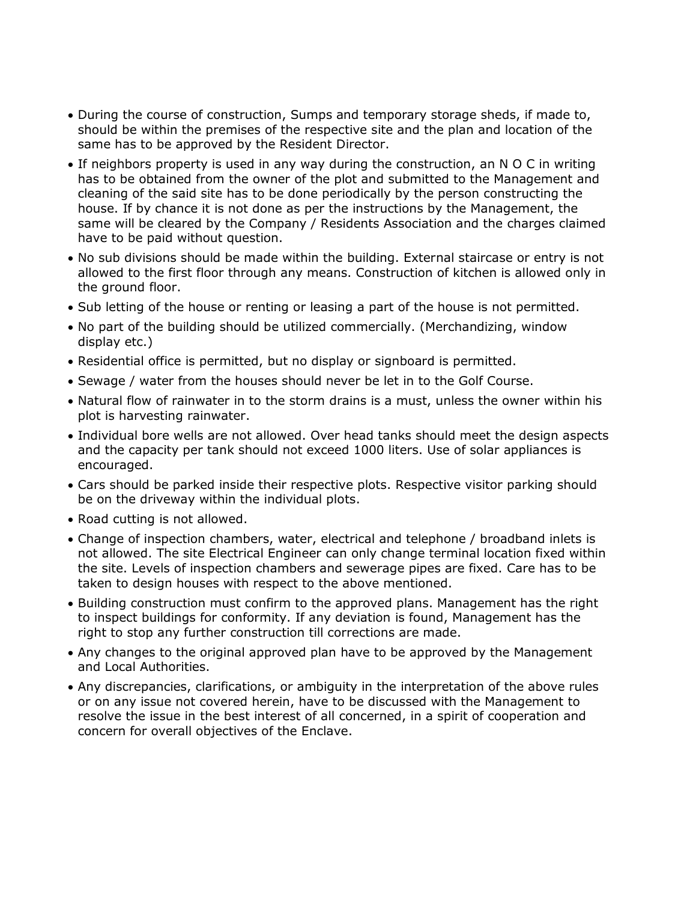- During the course of construction, Sumps and temporary storage sheds, if made to, should be within the premises of the respective site and the plan and location of the same has to be approved by the Resident Director.
- If neighbors property is used in any way during the construction, an N O C in writing has to be obtained from the owner of the plot and submitted to the Management and cleaning of the said site has to be done periodically by the person constructing the house. If by chance it is not done as per the instructions by the Management, the same will be cleared by the Company / Residents Association and the charges claimed have to be paid without question.
- No sub divisions should be made within the building. External staircase or entry is not allowed to the first floor through any means. Construction of kitchen is allowed only in the ground floor.
- Sub letting of the house or renting or leasing a part of the house is not permitted.
- No part of the building should be utilized commercially. (Merchandizing, window display etc.)
- Residential office is permitted, but no display or signboard is permitted.
- Sewage / water from the houses should never be let in to the Golf Course.
- Natural flow of rainwater in to the storm drains is a must, unless the owner within his plot is harvesting rainwater.
- Individual bore wells are not allowed. Over head tanks should meet the design aspects and the capacity per tank should not exceed 1000 liters. Use of solar appliances is encouraged.
- Cars should be parked inside their respective plots. Respective visitor parking should be on the driveway within the individual plots.
- Road cutting is not allowed.
- Change of inspection chambers, water, electrical and telephone / broadband inlets is not allowed. The site Electrical Engineer can only change terminal location fixed within the site. Levels of inspection chambers and sewerage pipes are fixed. Care has to be taken to design houses with respect to the above mentioned.
- Building construction must confirm to the approved plans. Management has the right to inspect buildings for conformity. If any deviation is found, Management has the right to stop any further construction till corrections are made.
- Any changes to the original approved plan have to be approved by the Management and Local Authorities.
- Any discrepancies, clarifications, or ambiguity in the interpretation of the above rules or on any issue not covered herein, have to be discussed with the Management to resolve the issue in the best interest of all concerned, in a spirit of cooperation and concern for overall objectives of the Enclave.